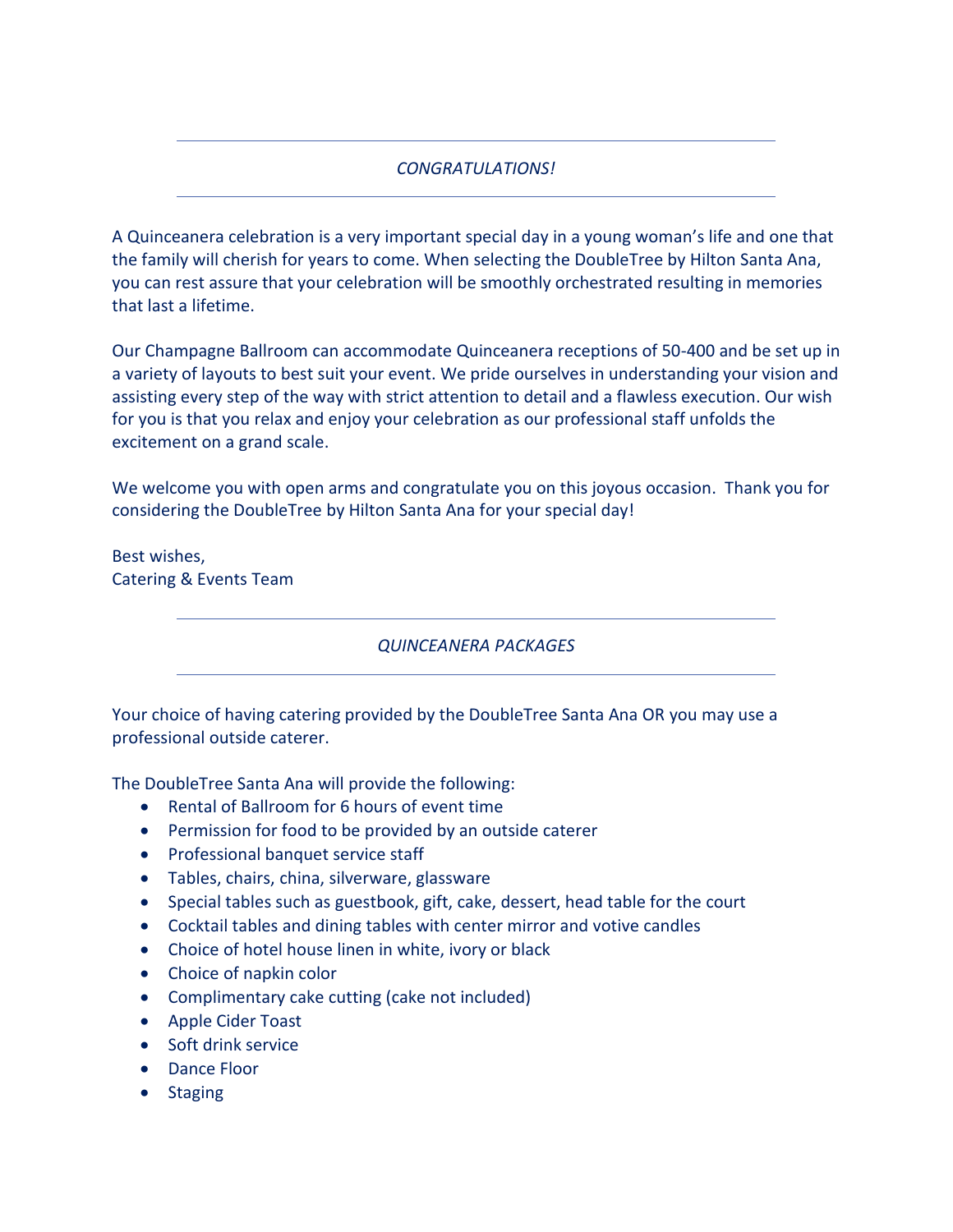## *CONGRATULATIONS!*

A Quinceanera celebration is a very important special day in a young woman's life and one that the family will cherish for years to come. When selecting the DoubleTree by Hilton Santa Ana, you can rest assure that your celebration will be smoothly orchestrated resulting in memories that last a lifetime.

Our Champagne Ballroom can accommodate Quinceanera receptions of 50-400 and be set up in a variety of layouts to best suit your event. We pride ourselves in understanding your vision and assisting every step of the way with strict attention to detail and a flawless execution. Our wish for you is that you relax and enjoy your celebration as our professional staff unfolds the excitement on a grand scale.

We welcome you with open arms and congratulate you on this joyous occasion. Thank you for considering the DoubleTree by Hilton Santa Ana for your special day!

Best wishes,
Catering & Events Team

## *QUINCEANERA PACKAGES*

Your choice of having catering provided by the DoubleTree Santa Ana OR you may use a professional outside caterer.

The DoubleTree Santa Ana will provide the following:

- Rental of Ballroom for 6 hours of event time
- Permission for food to be provided by an outside caterer
- Professional banquet service staff
- Tables, chairs, china, silverware, glassware
- Special tables such as guestbook, gift, cake, dessert, head table for the court
- Cocktail tables and dining tables with center mirror and votive candles
- Choice of hotel house linen in white, ivory or black
- Choice of napkin color
- Complimentary cake cutting (cake not included)
- Apple Cider Toast
- Soft drink service
- Dance Floor
- Staging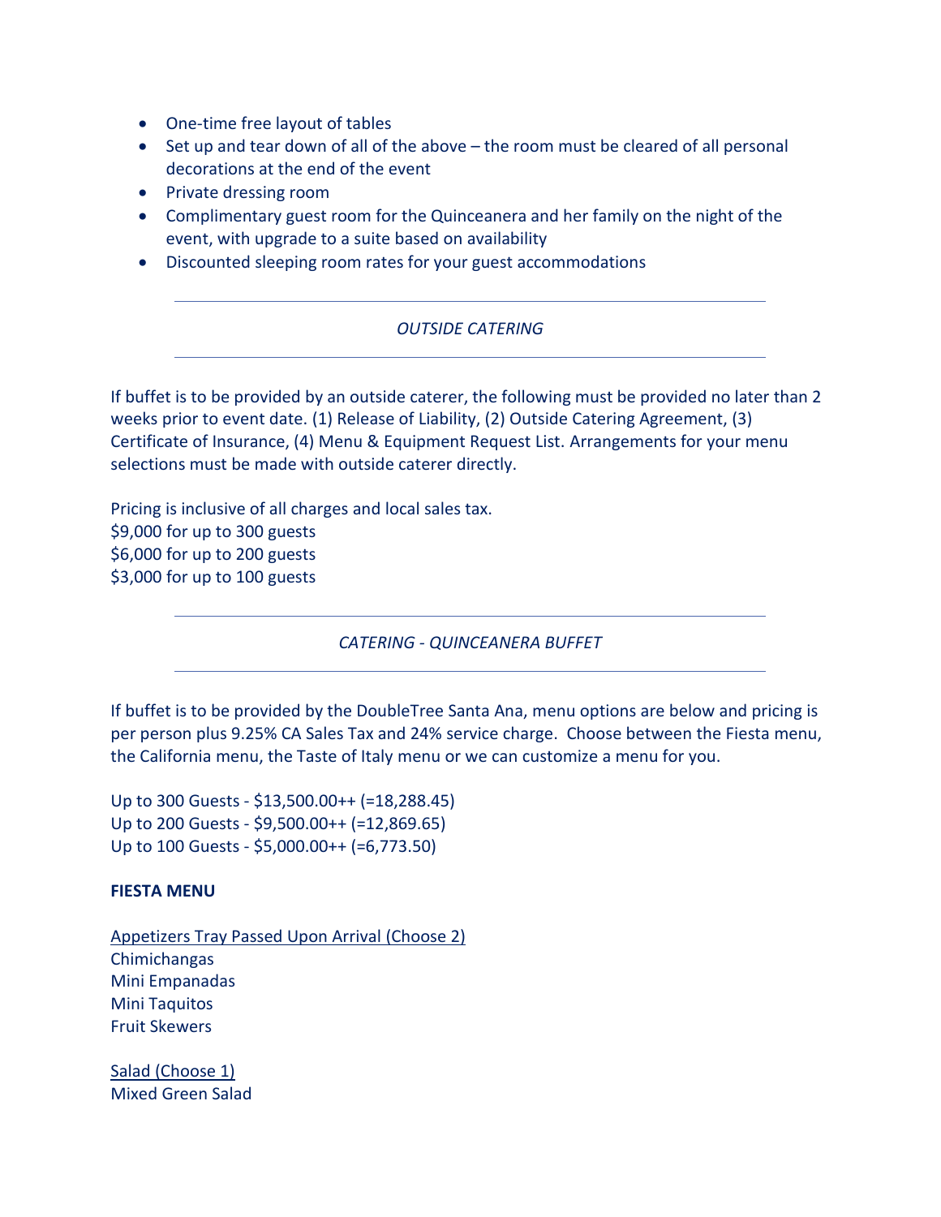- One-time free layout of tables
- Set up and tear down of all of the above – the room must be cleared of all personal decorations at the end of the event
- Private dressing room
- Complimentary guest room for the Quinceanera and her family on the night of the event, with upgrade to a suite based on availability
- Discounted sleeping room rates for your guest accommodations

---

*OUTSIDE CATERING*

---

If buffet is to be provided by an outside caterer, the following must be provided no later than 2 weeks prior to event date. (1) Release of Liability, (2) Outside Catering Agreement, (3) Certificate of Insurance, (4) Menu & Equipment Request List. Arrangements for your menu selections must be made with outside caterer directly.

Pricing is inclusive of all charges and local sales tax.
$9,000 for up to 300 guests
$6,000 for up to 200 guests
$3,000 for up to 100 guests

---

*CATERING - QUINCEANERA BUFFET*

---

If buffet is to be provided by the DoubleTree Santa Ana, menu options are below and pricing is per person plus 9.25% CA Sales Tax and 24% service charge. Choose between the Fiesta menu, the California menu, the Taste of Italy menu or we can customize a menu for you.

Up to 300 Guests - $13,500.00++ (=18,288.45)
Up to 200 Guests - $9,500.00++ (=12,869.65)
Up to 100 Guests - $5,000.00++ (=6,773.50)

**FIESTA MENU**

Appetizers Tray Passed Upon Arrival (Choose 2)
Chimichangas
Mini Empanadas
Mini Taquitos
Fruit Skewers

Salad (Choose 1)
Mixed Green Salad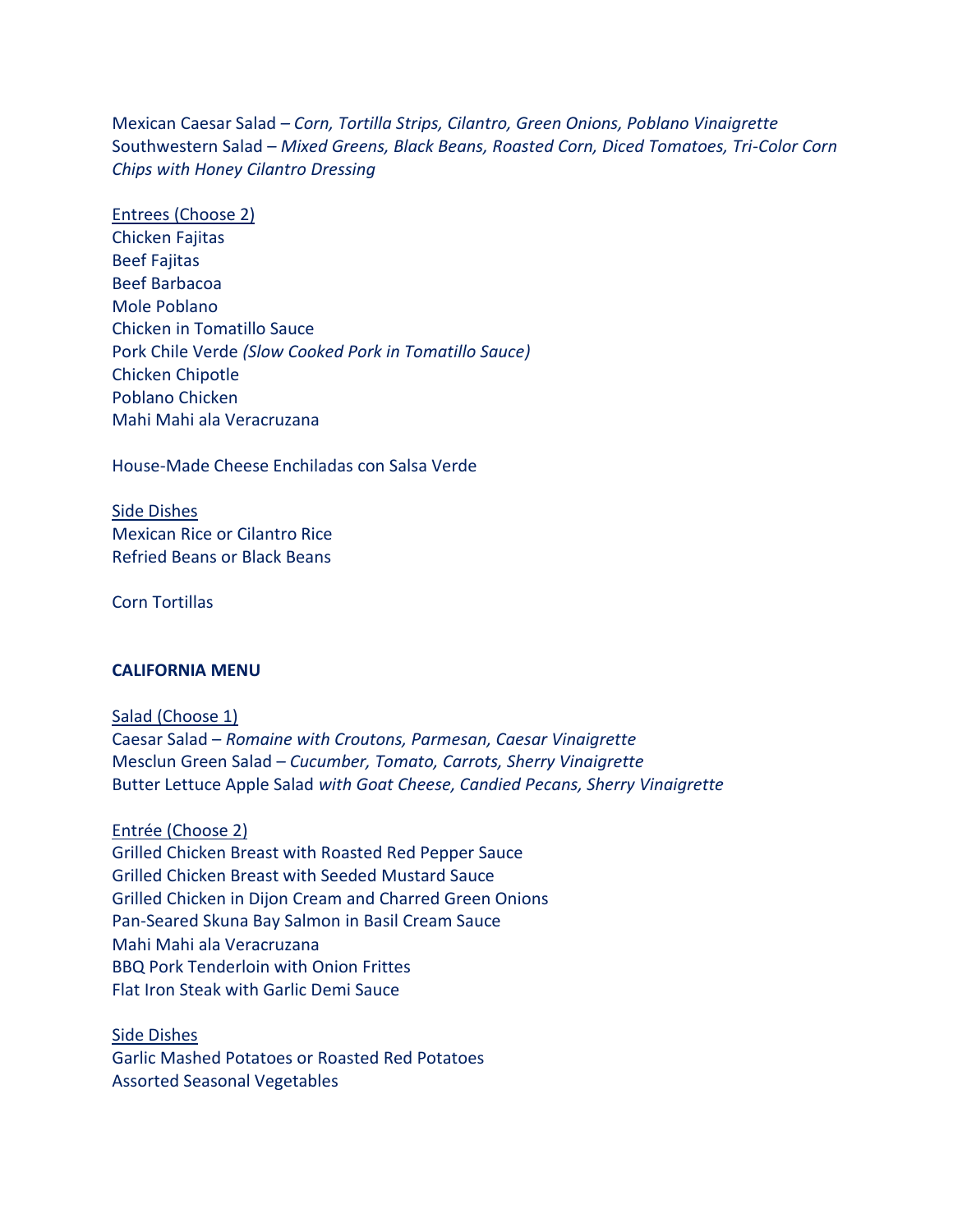Mexican Caesar Salad – *Corn, Tortilla Strips, Cilantro, Green Onions, Poblano Vinaigrette*
Southwestern Salad – *Mixed Greens, Black Beans, Roasted Corn, Diced Tomatoes, Tri-Color Corn Chips with Honey Cilantro Dressing*

<u>Entrees (Choose 2)</u>
Chicken Fajitas
Beef Fajitas
Beef Barbacoa
Mole Poblano
Chicken in Tomatillo Sauce
Pork Chile Verde *(Slow Cooked Pork in Tomatillo Sauce)*
Chicken Chipotle
Poblano Chicken
Mahi Mahi ala Veracruzana

House-Made Cheese Enchiladas con Salsa Verde

<u>Side Dishes</u>
Mexican Rice or Cilantro Rice
Refried Beans or Black Beans

Corn Tortillas

**CALIFORNIA MENU**

<u>Salad (Choose 1)</u>
Caesar Salad – *Romaine with Croutons, Parmesan, Caesar Vinaigrette*
Mesclun Green Salad – *Cucumber, Tomato, Carrots, Sherry Vinaigrette*
Butter Lettuce Apple Salad *with Goat Cheese, Candied Pecans, Sherry Vinaigrette*

<u>Entrée (Choose 2)</u>
Grilled Chicken Breast with Roasted Red Pepper Sauce
Grilled Chicken Breast with Seeded Mustard Sauce
Grilled Chicken in Dijon Cream and Charred Green Onions
Pan-Seared Skuna Bay Salmon in Basil Cream Sauce
Mahi Mahi ala Veracruzana
BBQ Pork Tenderloin with Onion Frittes
Flat Iron Steak with Garlic Demi Sauce

<u>Side Dishes</u>
Garlic Mashed Potatoes or Roasted Red Potatoes
Assorted Seasonal Vegetables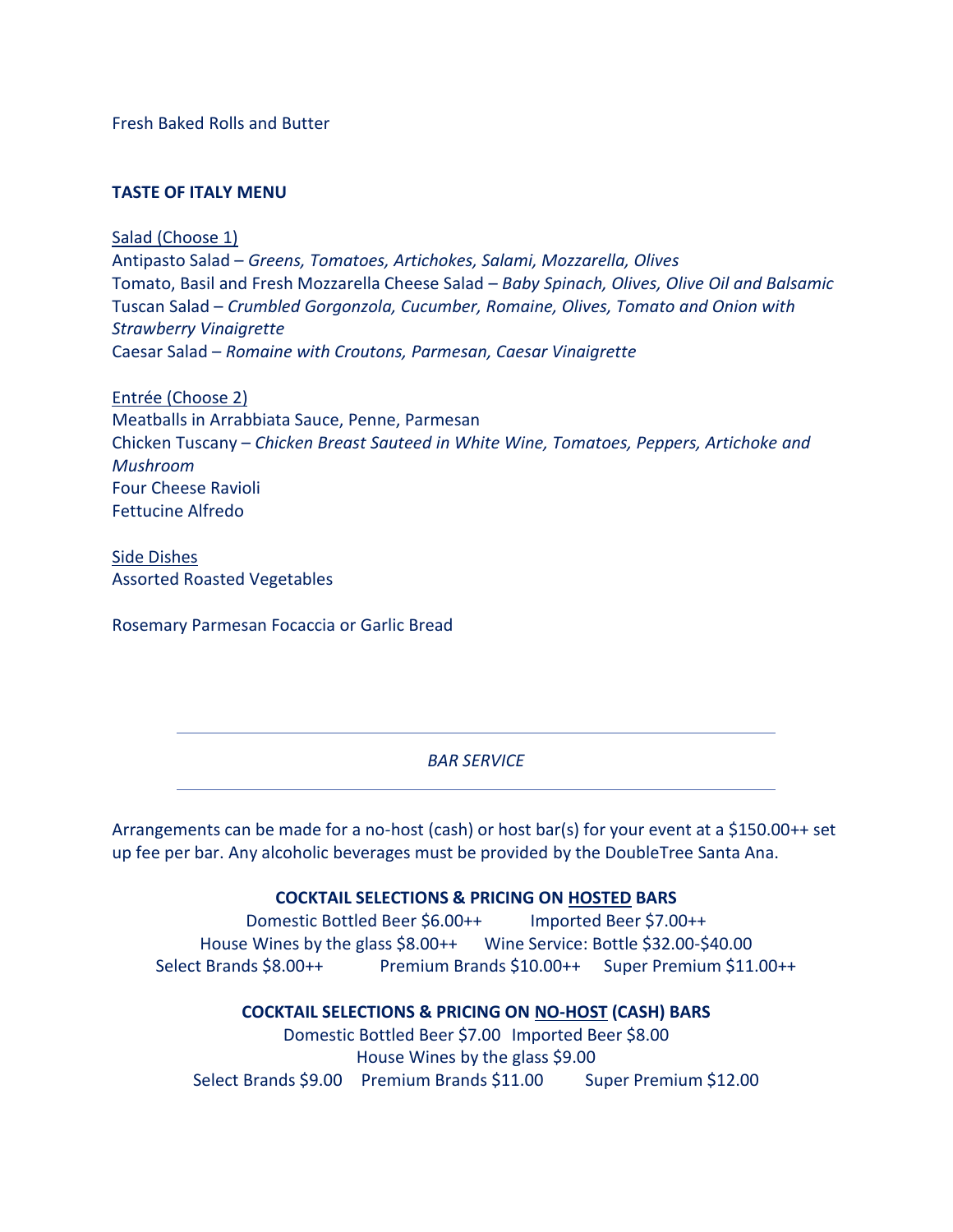Fresh Baked Rolls and Butter

**TASTE OF ITALY MENU**

Salad (Choose 1)
Antipasto Salad – *Greens, Tomatoes, Artichokes, Salami, Mozzarella, Olives*
Tomato, Basil and Fresh Mozzarella Cheese Salad – *Baby Spinach, Olives, Olive Oil and Balsamic*
Tuscan Salad – *Crumbled Gorgonzola, Cucumber, Romaine, Olives, Tomato and Onion with Strawberry Vinaigrette*
Caesar Salad – *Romaine with Croutons, Parmesan, Caesar Vinaigrette*

Entrée (Choose 2)
Meatballs in Arrabbiata Sauce, Penne, Parmesan
Chicken Tuscany – *Chicken Breast Sauteed in White Wine, Tomatoes, Peppers, Artichoke and Mushroom*
Four Cheese Ravioli
Fettucine Alfredo

Side Dishes
Assorted Roasted Vegetables

Rosemary Parmesan Focaccia or Garlic Bread

---

*BAR SERVICE*

---

Arrangements can be made for a no-host (cash) or host bar(s) for your event at a $150.00++ set up fee per bar. Any alcoholic beverages must be provided by the DoubleTree Santa Ana.

**COCKTAIL SELECTIONS & PRICING ON HOSTED BARS**

Domestic Bottled Beer $6.00++ Imported Beer $7.00++
House Wines by the glass $8.00++ Wine Service: Bottle $32.00-$40.00
Select Brands $8.00++ Premium Brands $10.00++ Super Premium $11.00++

**COCKTAIL SELECTIONS & PRICING ON NO-HOST (CASH) BARS**

Domestic Bottled Beer $7.00 Imported Beer $8.00
House Wines by the glass $9.00
Select Brands $9.00 Premium Brands $11.00 Super Premium $12.00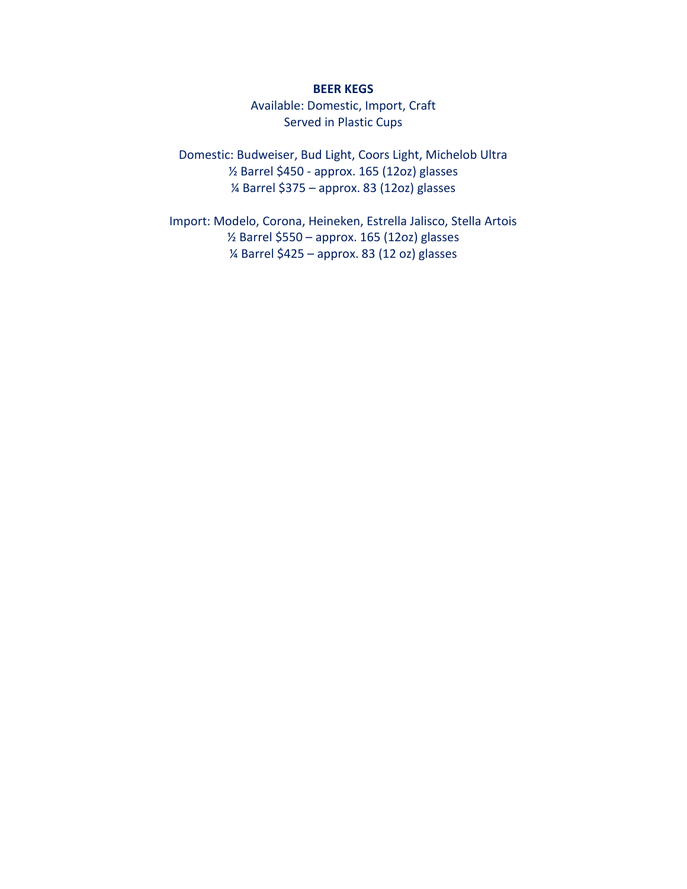**BEER KEGS**

Available: Domestic, Import, Craft
Served in Plastic Cups

Domestic: Budweiser, Bud Light, Coors Light, Michelob Ultra
½ Barrel $450 - approx. 165 (12oz) glasses
¼ Barrel $375 – approx. 83 (12oz) glasses

Import: Modelo, Corona, Heineken, Estrella Jalisco, Stella Artois
½ Barrel $550 – approx. 165 (12oz) glasses
¼ Barrel $425 – approx. 83 (12 oz) glasses